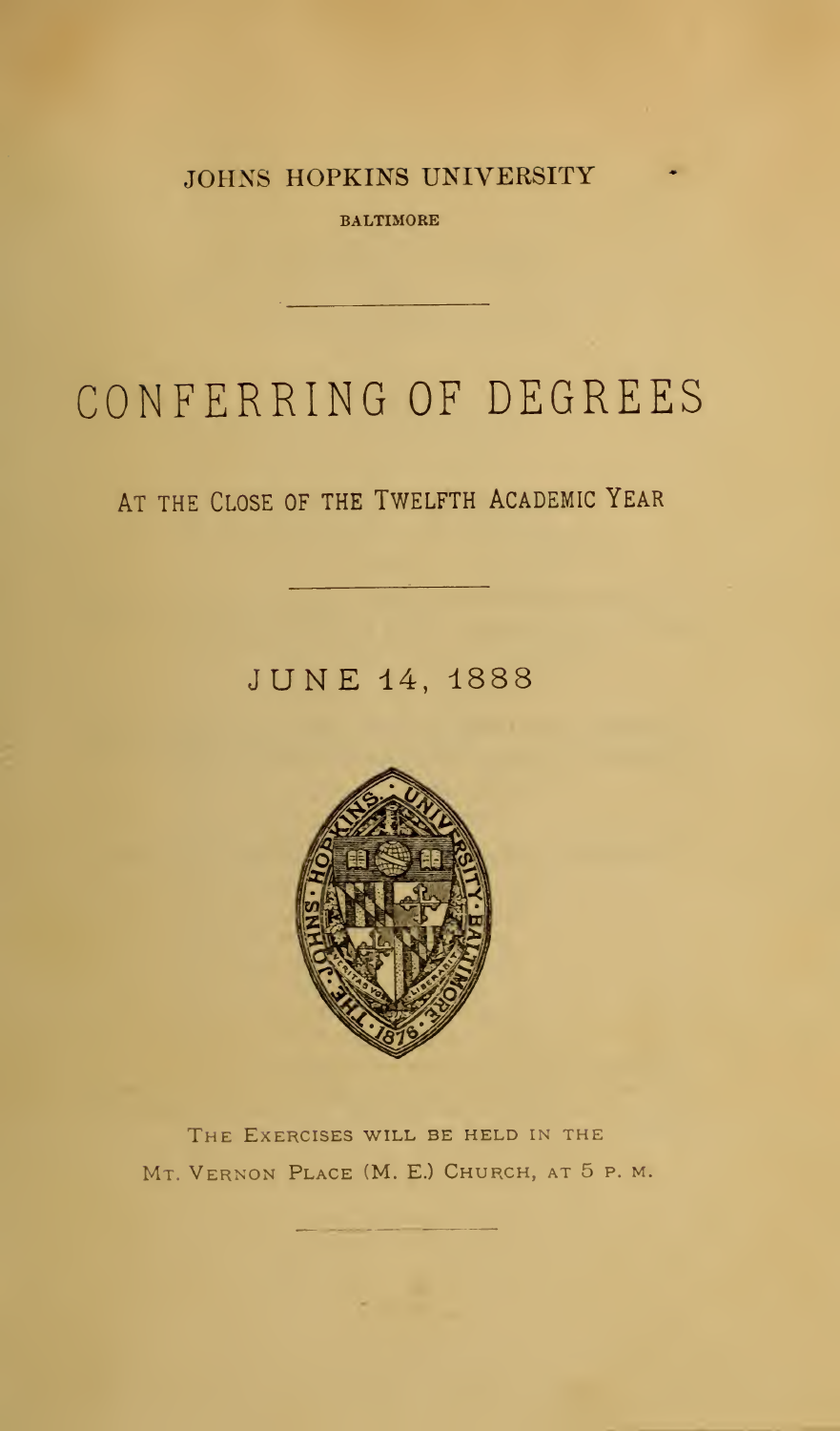JOHNS HOPKINS UNIVERSITY

BALTIMORE

# CONFERRING OF DEGREES

## AT THE CLOSE OF THE TWELFTH ACADEMIC YEAR

### JUNE 14, 1888

THE EXERCISES WILL BE HELD IN THE MT. VERNON PLACE (M. E.) CHURCH, AT 5 P. M.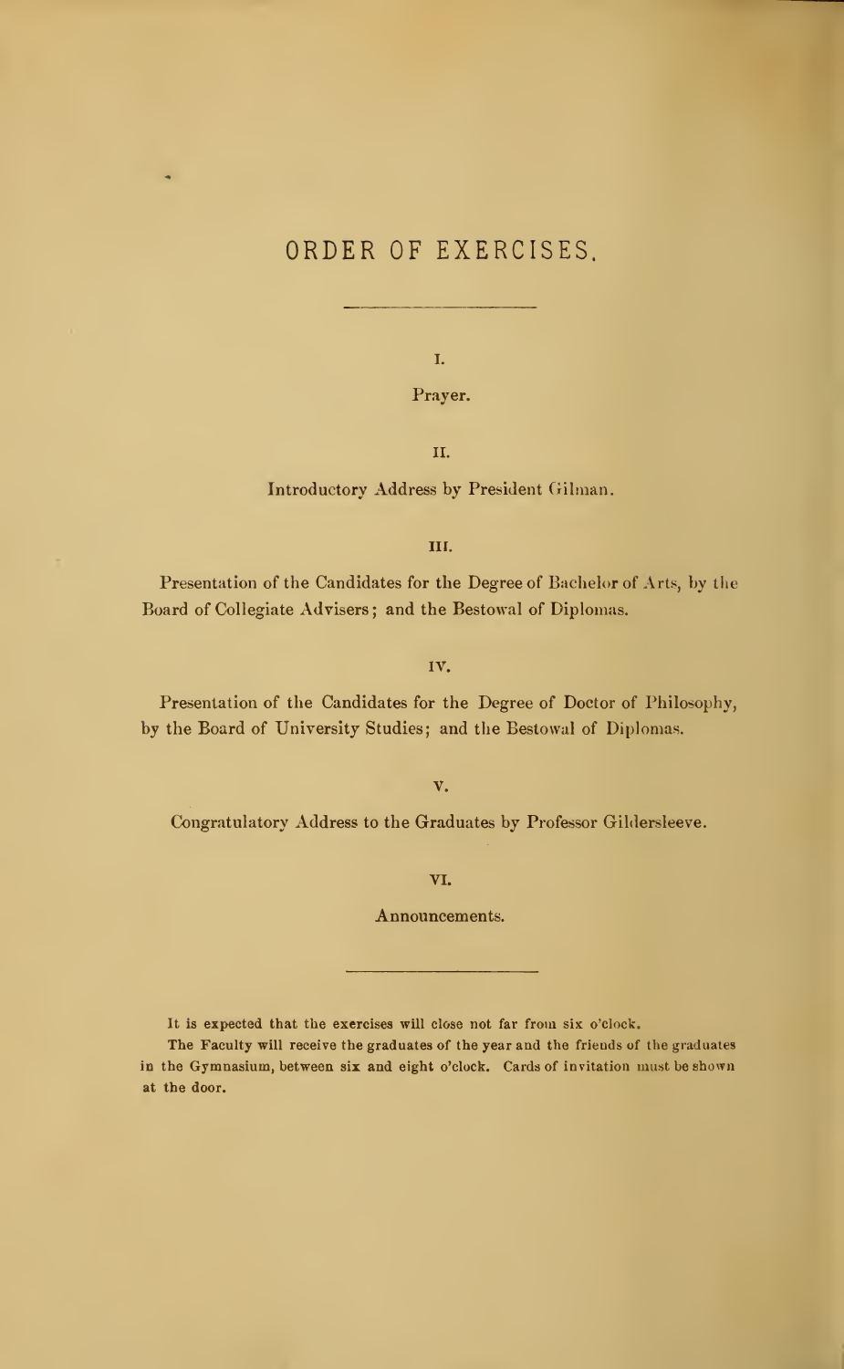# ORDER OF EXERCISES.

---

I.

Prayer.

II.

Introductory Address by President Gilman.

III.

Presentation of the Candidates for the Degree of Bachelor of Arts, by the Board of Collegiate Advisers; and the Bestowal of Diplomas.

IV.

Presentation of the Candidates for the Degree of Doctor of Philosophy, by the Board of University Studies; and the Bestowal of Diplomas.

V.

Congratulatory Address to the Graduates by Professor Gildersleeve.

VI.

Announcements.

---

It is expected that the exercises will close not far from six o'clock.

The Faculty will receive the graduates of the year and the friends of the graduates in the Gymnasium, between six and eight o'clock. Cards of invitation must be shown at the door.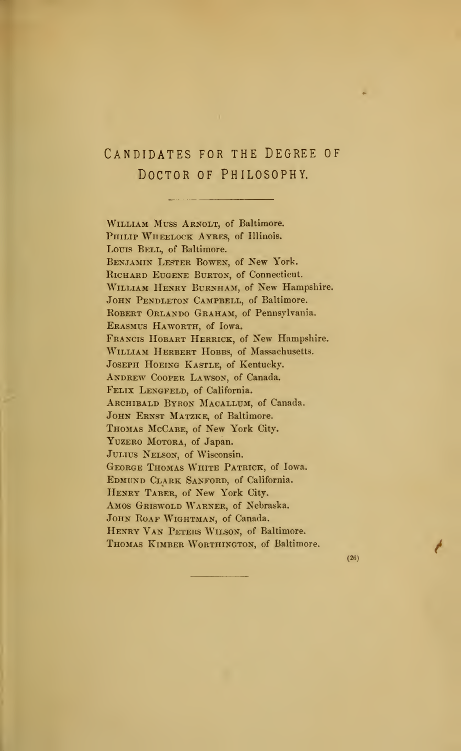# Candidates for the Degree of Doctor of Philosophy.

William Muss Arnolt, of Baltimore.
Philip Wheelock Ayres, of Illinois.
Louis Bell, of Baltimore.
Benjamin Lester Bowen, of New York.
Richard Eugene Burton, of Connecticut.
William Henry Burnham, of New Hampshire.
John Pendleton Campbell, of Baltimore.
Robert Orlando Graham, of Pennsylvania.
Erasmus Haworth, of Iowa.
Francis Hobart Herrick, of New Hampshire.
William Herbert Hobbs, of Massachusetts.
Joseph Hoeing Kastle, of Kentucky.
Andrew Cooper Lawson, of Canada.
Felix Lengfeld, of California.
Archibald Byron Macallum, of Canada.
John Ernst Matzke, of Baltimore.
Thomas McCabe, of New York City.
Yuzero Motora, of Japan.
Julius Nelson, of Wisconsin.
George Thomas White Patrick, of Iowa.
Edmund Clark Sanford, of California.
Henry Taber, of New York City.
Amos Griswold Warner, of Nebraska.
John Roaf Wightman, of Canada.
Henry Van Peters Wilson, of Baltimore.
Thomas Kimber Worthington, of Baltimore.

(26)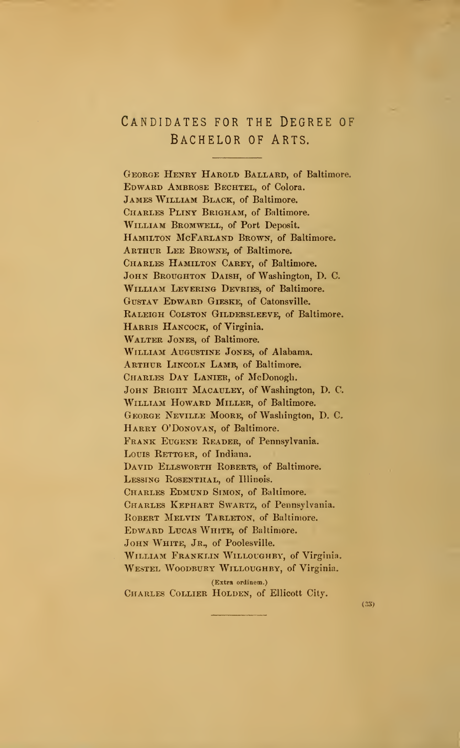## Candidates for the Degree of Bachelor of Arts.

George Henry Harold Ballard, of Baltimore.
Edward Ambrose Bechtel, of Colora.
James William Black, of Baltimore.
Charles Pliny Brigham, of Baltimore.
William Bromwell, of Port Deposit.
Hamilton McFarland Brown, of Baltimore.
Arthur Lee Browne, of Baltimore.
Charles Hamilton Carey, of Baltimore.
John Broughton Daish, of Washington, D. C.
William Levering Devries, of Baltimore.
Gustav Edward Gieske, of Catonsville.
Raleigh Colston Gildersleeve, of Baltimore.
Harris Hancock, of Virginia.
Walter Jones, of Baltimore.
William Augustine Jones, of Alabama.
Arthur Lincoln Lamb, of Baltimore.
Charles Day Lanier, of McDonogh.
John Bright Macauley, of Washington, D. C.
William Howard Miller, of Baltimore.
George Neville Moore, of Washington, D. C.
Harry O'Donovan, of Baltimore.
Frank Eugene Reader, of Pennsylvania.
Louis Rettger, of Indiana.
David Ellsworth Roberts, of Baltimore.
Lessing Rosenthal, of Illinois.
Charles Edmund Simon, of Baltimore.
Charles Kephart Swartz, of Pennsylvania.
Robert Melvin Tarleton, of Baltimore.
Edward Lucas White, of Baltimore.
John White, Jr., of Poolesville.
William Franklin Willoughby, of Virginia.
Westel Woodbury Willoughby, of Virginia.

(Extra ordinem.)

Charles Collier Holden, of Ellicott City.